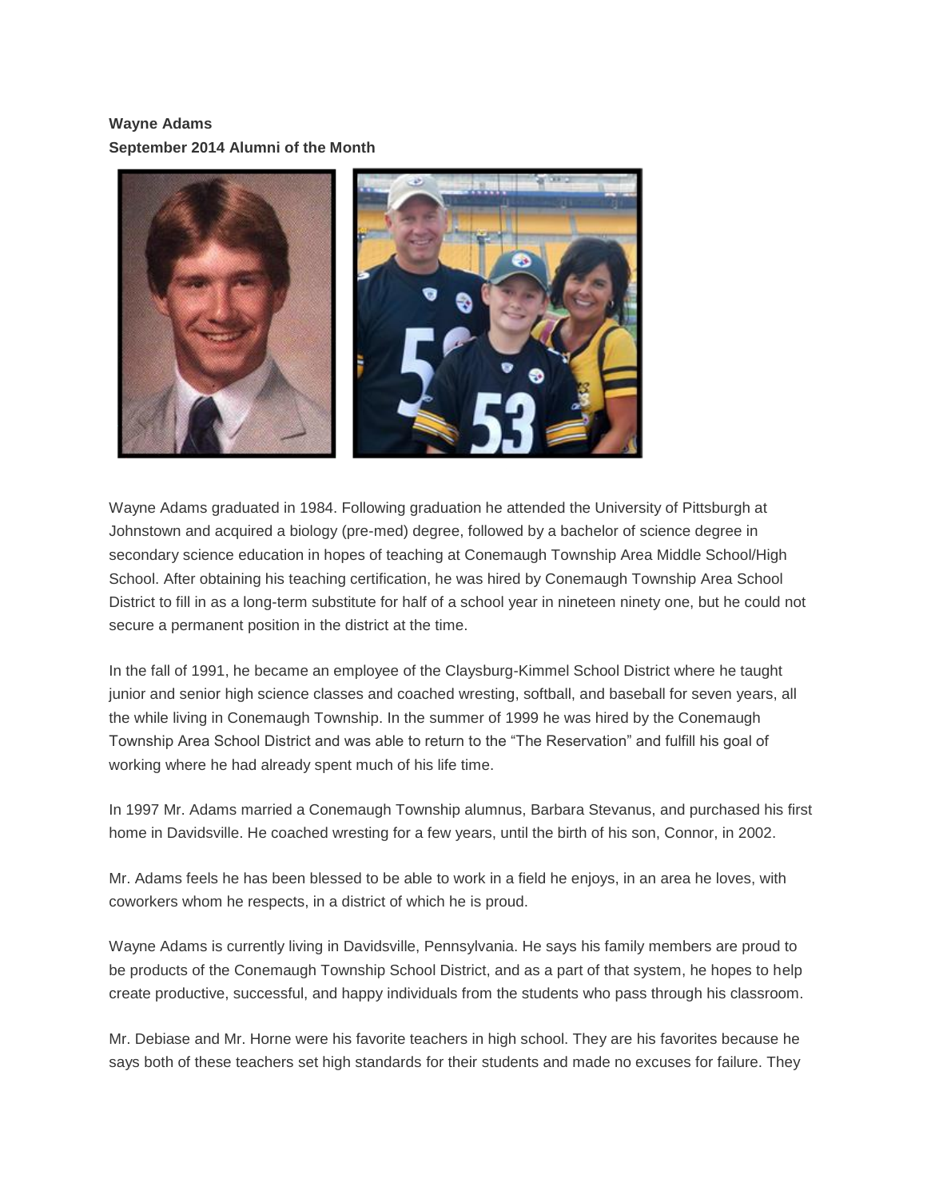**Wayne Adams**
**September 2014 Alumni of the Month**

Wayne Adams graduated in 1984. Following graduation he attended the University of Pittsburgh at Johnstown and acquired a biology (pre-med) degree, followed by a bachelor of science degree in secondary science education in hopes of teaching at Conemaugh Township Area Middle School/High School. After obtaining his teaching certification, he was hired by Conemaugh Township Area School District to fill in as a long-term substitute for half of a school year in nineteen ninety one, but he could not secure a permanent position in the district at the time.

In the fall of 1991, he became an employee of the Claysburg-Kimmel School District where he taught junior and senior high science classes and coached wresting, softball, and baseball for seven years, all the while living in Conemaugh Township. In the summer of 1999 he was hired by the Conemaugh Township Area School District and was able to return to the "The Reservation" and fulfill his goal of working where he had already spent much of his life time.

In 1997 Mr. Adams married a Conemaugh Township alumnus, Barbara Stevanus, and purchased his first home in Davidsville. He coached wresting for a few years, until the birth of his son, Connor, in 2002.

Mr. Adams feels he has been blessed to be able to work in a field he enjoys, in an area he loves, with coworkers whom he respects, in a district of which he is proud.

Wayne Adams is currently living in Davidsville, Pennsylvania. He says his family members are proud to be products of the Conemaugh Township School District, and as a part of that system, he hopes to help create productive, successful, and happy individuals from the students who pass through his classroom.

Mr. Debiase and Mr. Horne were his favorite teachers in high school. They are his favorites because he says both of these teachers set high standards for their students and made no excuses for failure. They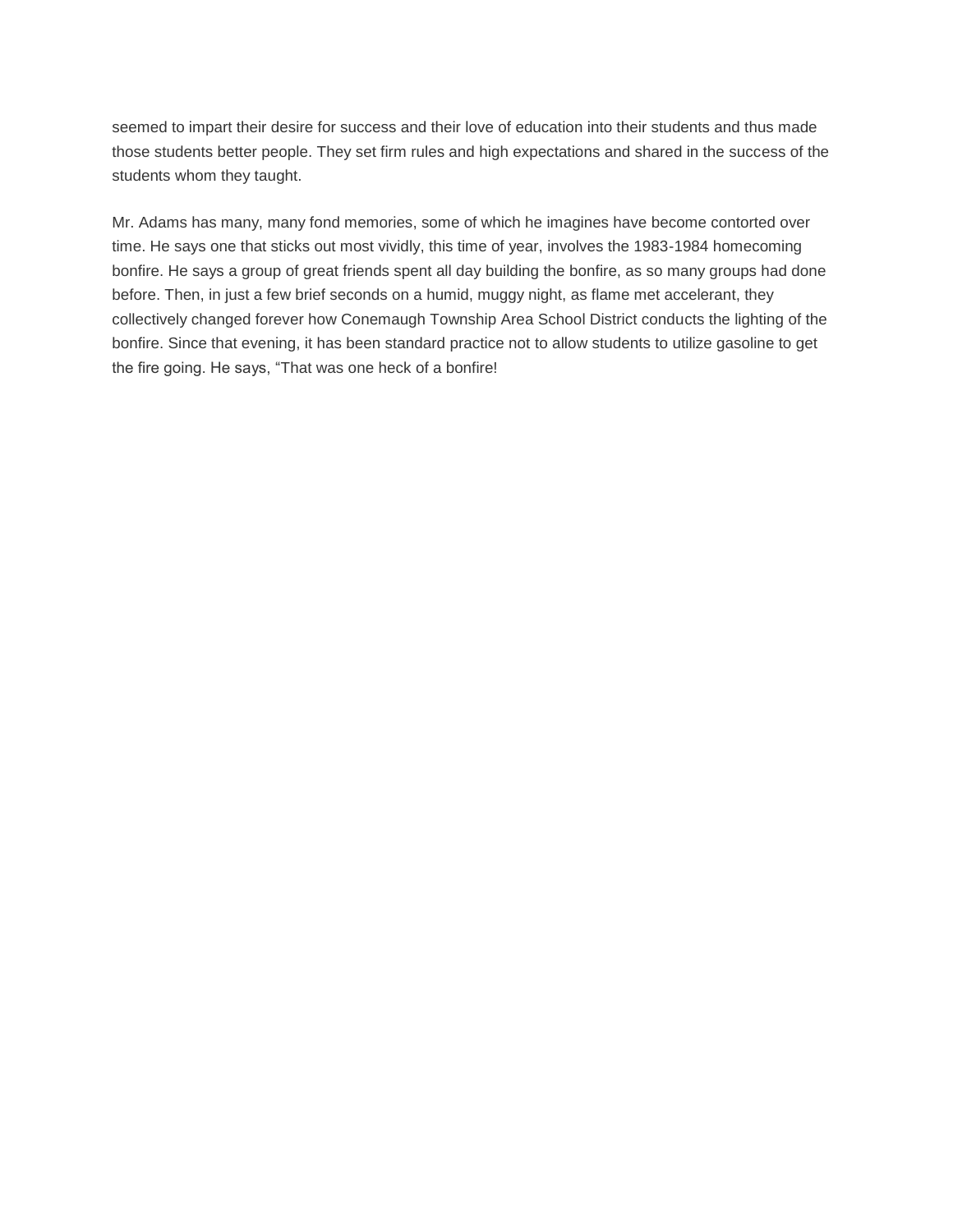seemed to impart their desire for success and their love of education into their students and thus made those students better people. They set firm rules and high expectations and shared in the success of the students whom they taught.

Mr. Adams has many, many fond memories, some of which he imagines have become contorted over time. He says one that sticks out most vividly, this time of year, involves the 1983-1984 homecoming bonfire. He says a group of great friends spent all day building the bonfire, as so many groups had done before. Then, in just a few brief seconds on a humid, muggy night, as flame met accelerant, they collectively changed forever how Conemaugh Township Area School District conducts the lighting of the bonfire. Since that evening, it has been standard practice not to allow students to utilize gasoline to get the fire going. He says, "That was one heck of a bonfire!